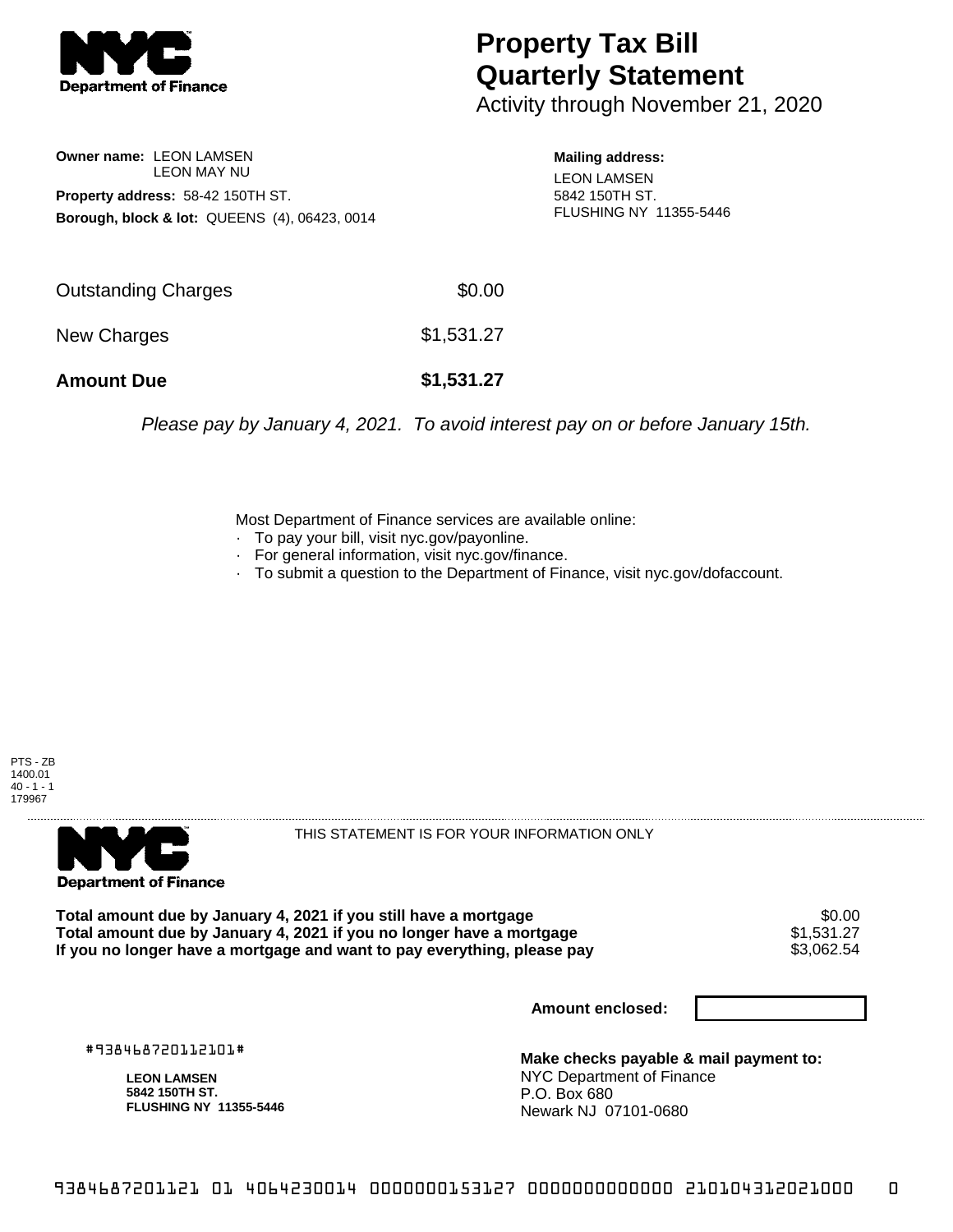# Property Tax Bill Quarterly Statement

Activity through November 21, 2020

**Owner name:** LEON LAMSEN
LEON MAY NU

**Property address:** 58-42 150TH ST.

**Borough, block & lot:** QUEENS (4), 06423, 0014

**Mailing address:**
LEON LAMSEN
5842 150TH ST.
FLUSHING NY 11355-5446

| | |
|---|---|
| Outstanding Charges | $0.00 |
| New Charges | $1,531.27 |
| **Amount Due** | **$1,531.27** |

*Please pay by January 4, 2021. To avoid interest pay on or before January 15th.*

Most Department of Finance services are available online:
- To pay your bill, visit nyc.gov/payonline.
- For general information, visit nyc.gov/finance.
- To submit a question to the Department of Finance, visit nyc.gov/dofaccount.

PTS - ZB
1400.01
40 - 1 - 1
179967

THIS STATEMENT IS FOR YOUR INFORMATION ONLY

| | |
|---|---|
| **Total amount due by January 4, 2021 if you still have a mortgage** | $0.00 |
| **Total amount due by January 4, 2021 if you no longer have a mortgage** | $1,531.27 |
| **If you no longer have a mortgage and want to pay everything, please pay** | $3,062.54 |

**Amount enclosed:**

#938468720112101#

**LEON LAMSEN**
**5842 150TH ST.**
**FLUSHING NY 11355-5446**

**Make checks payable & mail payment to:**
NYC Department of Finance
P.O. Box 680
Newark NJ 07101-0680

9384687201121 01 4064230014 0000000153127 0000000000000 210104312021000 0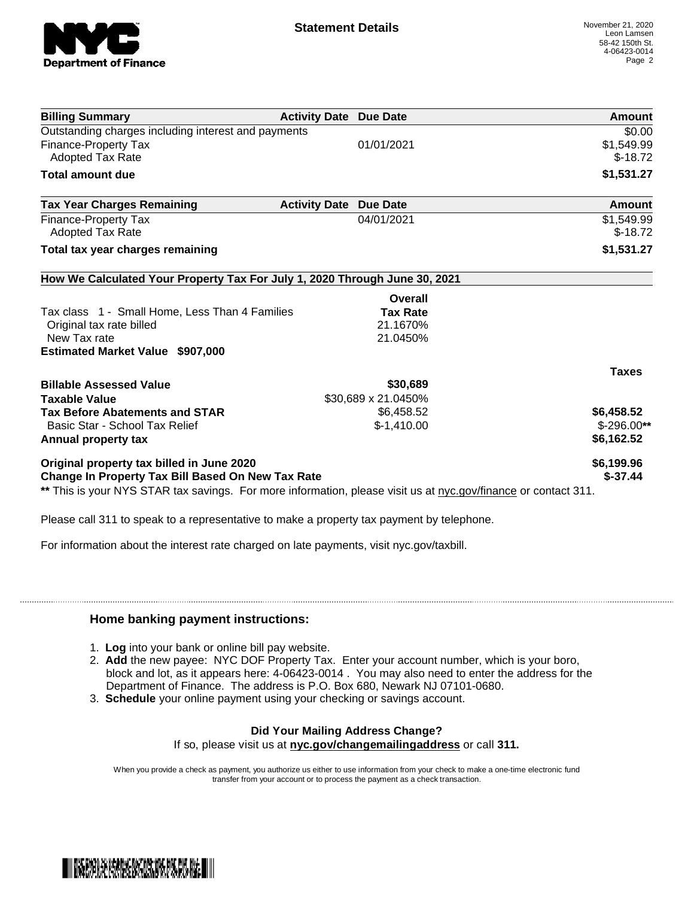# Statement Details

November 21, 2020
Leon Lamsen
58-42 150th St.
4-06423-0014

| Billing Summary | Activity Date | Due Date | Amount |
|---|---|---|---|
| Outstanding charges including interest and payments | | | $0.00 |
| Finance-Property Tax | | 01/01/2021 | $1,549.99 |
| Adopted Tax Rate | | | $-18.72 |
| **Total amount due** | | | **$1,531.27** |

| Tax Year Charges Remaining | Activity Date | Due Date | Amount |
|---|---|---|---|
| Finance-Property Tax | | 04/01/2021 | $1,549.99 |
| Adopted Tax Rate | | | $-18.72 |
| **Total tax year charges remaining** | | | **$1,531.27** |

**How We Calculated Your Property Tax For July 1, 2020 Through June 30, 2021**

| | Overall Tax Rate | Taxes |
|---|---|---|
| Tax class 1 - Small Home, Less Than 4 Families | | |
| Original tax rate billed | 21.1670% | |
| New Tax rate | 21.0450% | |
| **Estimated Market Value $907,000** | | |
| **Billable Assessed Value** | **$30,689** | |
| **Taxable Value** | $30,689 x 21.0450% | |
| **Tax Before Abatements and STAR** | $6,458.52 | **$6,458.52** |
| Basic Star - School Tax Relief | $-1,410.00 | $-296.00** |
| **Annual property tax** | | **$6,162.52** |
| **Original property tax billed in June 2020** | | **$6,199.96** |
| **Change In Property Tax Bill Based On New Tax Rate** | | **$-37.44** |

** This is your NYS STAR tax savings. For more information, please visit us at nyc.gov/finance or contact 311.

Please call 311 to speak to a representative to make a property tax payment by telephone.

For information about the interest rate charged on late payments, visit nyc.gov/taxbill.

## Home banking payment instructions:

1. **Log** into your bank or online bill pay website.
2. **Add** the new payee: NYC DOF Property Tax. Enter your account number, which is your boro, block and lot, as it appears here: 4-06423-0014 . You may also need to enter the address for the Department of Finance. The address is P.O. Box 680, Newark NJ 07101-0680.
3. **Schedule** your online payment using your checking or savings account.

**Did Your Mailing Address Change?**
If so, please visit us at **nyc.gov/changemailingaddress** or call **311.**

When you provide a check as payment, you authorize us either to use information from your check to make a one-time electronic fund transfer from your account or to process the payment as a check transaction.